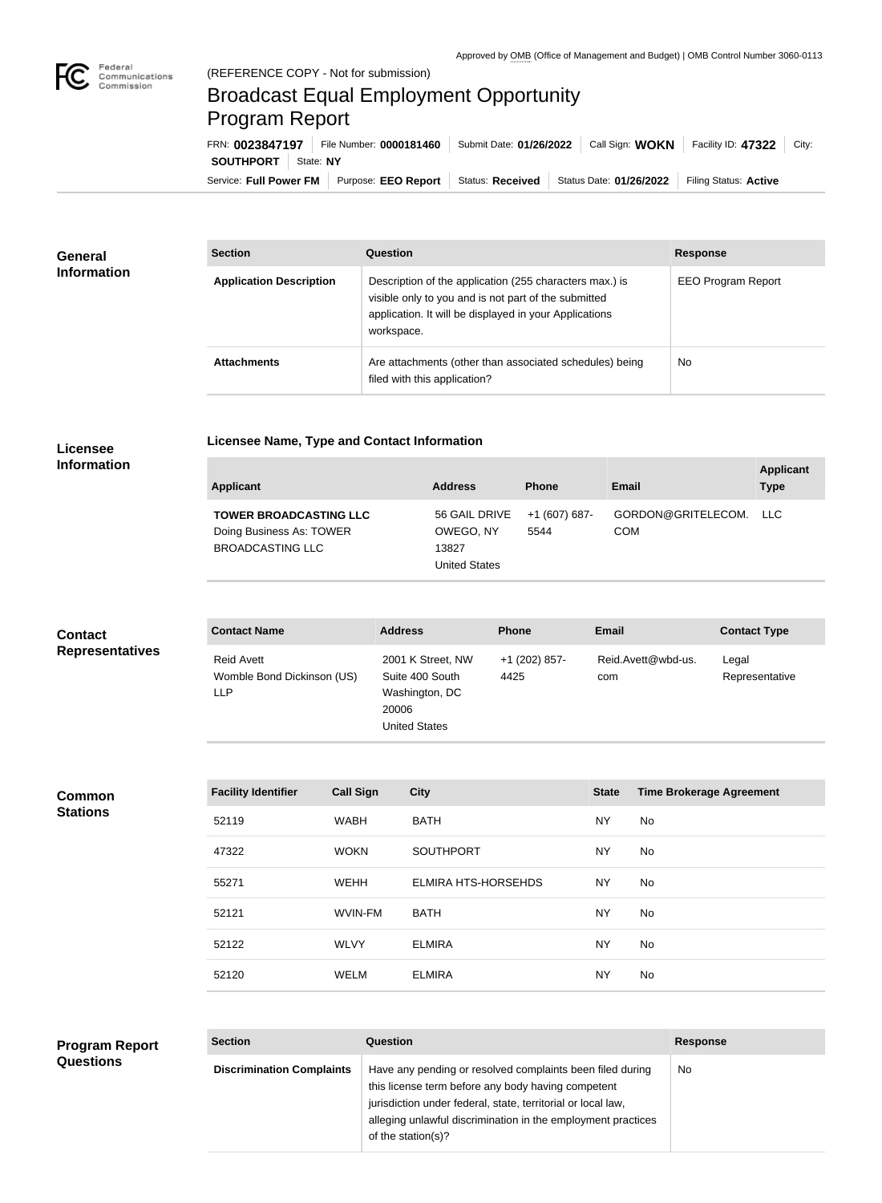Approved by OMB (Office of Management and Budget) | OMB Control Number 3060-0113

(REFERENCE COPY - Not for submission)

# Broadcast Equal Employment Opportunity Program Report

FRN: **0023847197** | File Number: **0000181460** | Submit Date: **01/26/2022** | Call Sign: **WOKN** | Facility ID: **47322** | City: **SOUTHPORT** | State: **NY**

Service: **Full Power FM** | Purpose: **EEO Report** | Status: **Received** | Status Date: **01/26/2022** | Filing Status: **Active**

## General Information

| Section | Question | Response |
| --- | --- | --- |
| **Application Description** | Description of the application (255 characters max.) is visible only to you and is not part of the submitted application. It will be displayed in your Applications workspace. | EEO Program Report |
| **Attachments** | Are attachments (other than associated schedules) being filed with this application? | No |

## Licensee Information

**Licensee Name, Type and Contact Information**

| Applicant | Address | Phone | Email | Applicant Type |
| --- | --- | --- | --- | --- |
| **TOWER BROADCASTING LLC** Doing Business As: TOWER BROADCASTING LLC | 56 GAIL DRIVE OWEGO, NY 13827 United States | +1 (607) 687-5544 | GORDON@GRITELECOM.COM | LLC |

## Contact Representatives

| Contact Name | Address | Phone | Email | Contact Type |
| --- | --- | --- | --- | --- |
| Reid Avett Womble Bond Dickinson (US) LLP | 2001 K Street, NW Suite 400 South Washington, DC 20006 United States | +1 (202) 857-4425 | Reid.Avett@wbd-us.com | Legal Representative |

## Common Stations

| Facility Identifier | Call Sign | City | State | Time Brokerage Agreement |
| --- | --- | --- | --- | --- |
| 52119 | WABH | BATH | NY | No |
| 47322 | WOKN | SOUTHPORT | NY | No |
| 55271 | WEHH | ELMIRA HTS-HORSEHDS | NY | No |
| 52121 | WVIN-FM | BATH | NY | No |
| 52122 | WLVY | ELMIRA | NY | No |
| 52120 | WELM | ELMIRA | NY | No |

## Program Report Questions

| Section | Question | Response |
| --- | --- | --- |
| **Discrimination Complaints** | Have any pending or resolved complaints been filed during this license term before any body having competent jurisdiction under federal, state, territorial or local law, alleging unlawful discrimination in the employment practices of the station(s)? | No |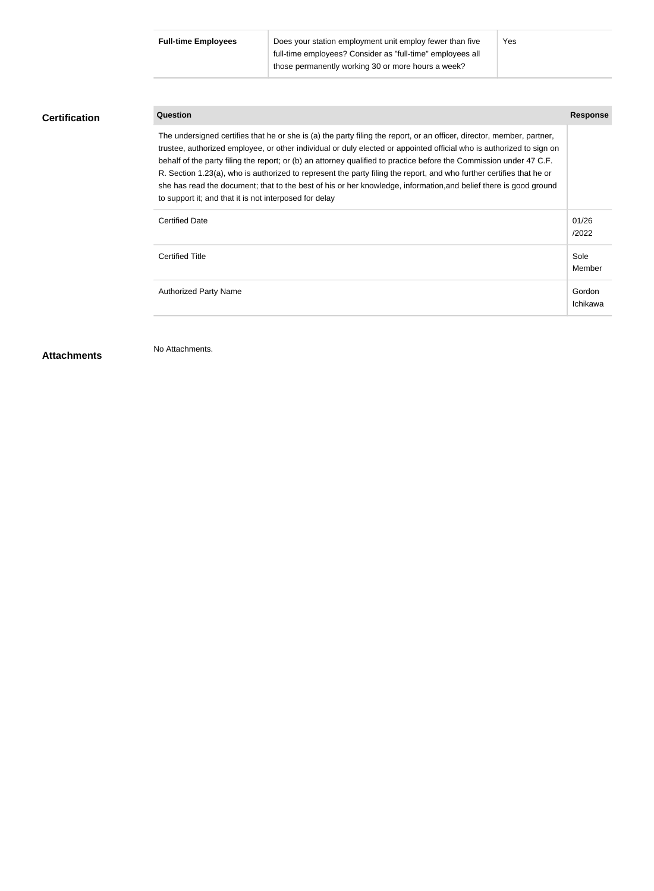| | | |
|---|---|---|
| **Full-time Employees** | Does your station employment unit employ fewer than five full-time employees? Consider as "full-time" employees all those permanently working 30 or more hours a week? | Yes |

## Certification

| Question | Response |
|---|---|
| The undersigned certifies that he or she is (a) the party filing the report, or an officer, director, member, partner, trustee, authorized employee, or other individual or duly elected or appointed official who is authorized to sign on behalf of the party filing the report; or (b) an attorney qualified to practice before the Commission under 47 C.F. R. Section 1.23(a), who is authorized to represent the party filing the report, and who further certifies that he or she has read the document; that to the best of his or her knowledge, information,and belief there is good ground to support it; and that it is not interposed for delay | |
| Certified Date | 01/26/2022 |
| Certified Title | Sole Member |
| Authorized Party Name | Gordon Ichikawa |

## Attachments

No Attachments.